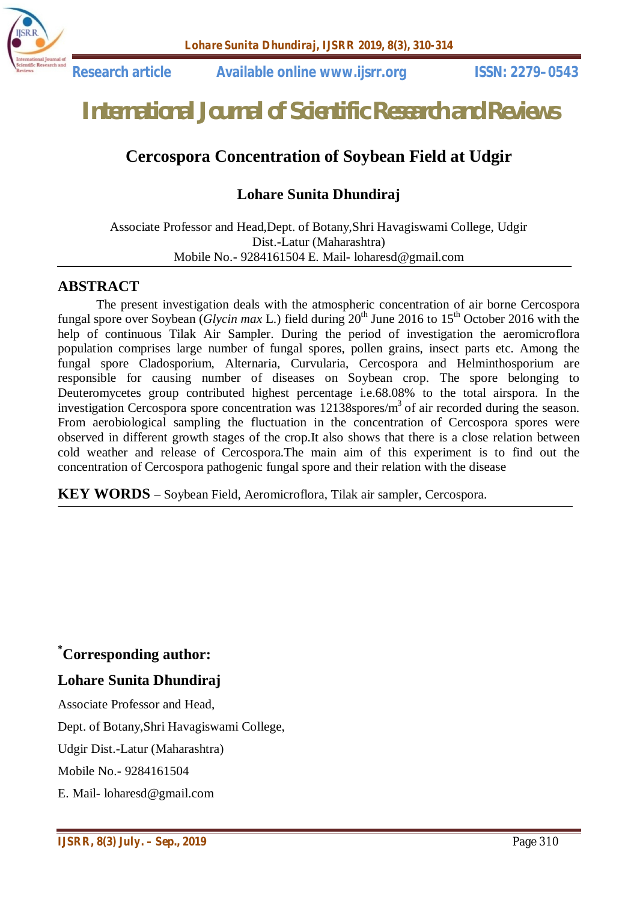Research article | Available online www.ijsrr.org | ISSN: 2279–0543

# International Journal of Scientific Research and Reviews

## Cercospora Concentration of Soybean Field at Udgir

**Lohare Sunita Dhundiraj**

Associate Professor and Head,Dept. of Botany,Shri Havagiswami College, Udgir Dist.-Latur (Maharashtra)
Mobile No.- 9284161504 E. Mail- loharesd@gmail.com

## ABSTRACT

The present investigation deals with the atmospheric concentration of air borne Cercospora fungal spore over Soybean (*Glycin max* L.) field during 20$^{th}$ June 2016 to 15$^{th}$ October 2016 with the help of continuous Tilak Air Sampler. During the period of investigation the aeromicroflora population comprises large number of fungal spores, pollen grains, insect parts etc. Among the fungal spore Cladosporium, Alternaria, Curvularia, Cercospora and Helminthosporium are responsible for causing number of diseases on Soybean crop. The spore belonging to Deuteromycetes group contributed highest percentage i.e.68.08% to the total airspora. In the investigation Cercospora spore concentration was 12138spores/m$^3$ of air recorded during the season. From aerobiological sampling the fluctuation in the concentration of Cercospora spores were observed in different growth stages of the crop.It also shows that there is a close relation between cold weather and release of Cercospora.The main aim of this experiment is to find out the concentration of Cercospora pathogenic fungal spore and their relation with the disease

**KEY WORDS** – Soybean Field, Aeromicroflora, Tilak air sampler, Cercospora.

**\*Corresponding author:**

**Lohare Sunita Dhundiraj**

Associate Professor and Head,

Dept. of Botany,Shri Havagiswami College,

Udgir Dist.-Latur (Maharashtra)

Mobile No.- 9284161504

E. Mail- loharesd@gmail.com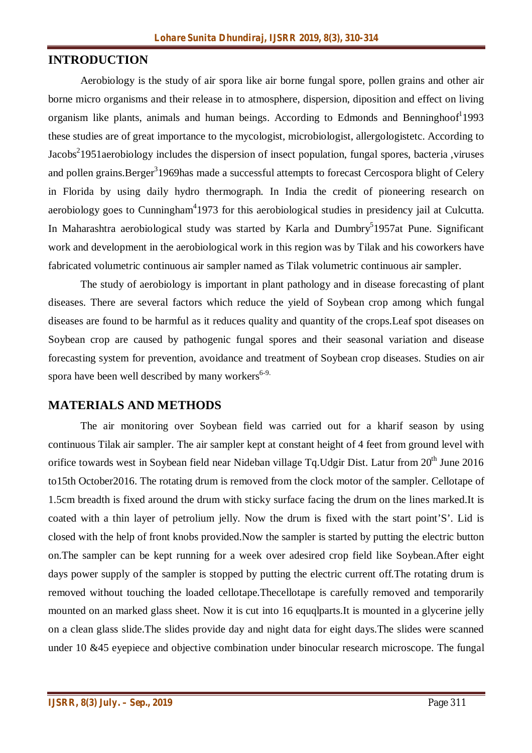## INTRODUCTION

Aerobiology is the study of air spora like air borne fungal spore, pollen grains and other air borne micro organisms and their release in to atmosphere, dispersion, diposition and effect on living organism like plants, animals and human beings. According to Edmonds and Benninghoof[1]1993 these studies are of great importance to the mycologist, microbiologist, allergologistetc. According to Jacobs[2]1951aerobiology includes the dispersion of insect population, fungal spores, bacteria ,viruses and pollen grains.Berger[3]1969has made a successful attempts to forecast Cercospora blight of Celery in Florida by using daily hydro thermograph. In India the credit of pioneering research on aerobiology goes to Cunningham[4]1973 for this aerobiological studies in presidency jail at Culcutta. In Maharashtra aerobiological study was started by Karla and Dumbry[5]1957at Pune. Significant work and development in the aerobiological work in this region was by Tilak and his coworkers have fabricated volumetric continuous air sampler named as Tilak volumetric continuous air sampler.

The study of aerobiology is important in plant pathology and in disease forecasting of plant diseases. There are several factors which reduce the yield of Soybean crop among which fungal diseases are found to be harmful as it reduces quality and quantity of the crops.Leaf spot diseases on Soybean crop are caused by pathogenic fungal spores and their seasonal variation and disease forecasting system for prevention, avoidance and treatment of Soybean crop diseases. Studies on air spora have been well described by many workers[6-9.]

## MATERIALS AND METHODS

The air monitoring over Soybean field was carried out for a kharif season by using continuous Tilak air sampler. The air sampler kept at constant height of 4 feet from ground level with orifice towards west in Soybean field near Nideban village Tq.Udgir Dist. Latur from 20th June 2016 to15th October2016. The rotating drum is removed from the clock motor of the sampler. Cellotape of 1.5cm breadth is fixed around the drum with sticky surface facing the drum on the lines marked.It is coated with a thin layer of petrolium jelly. Now the drum is fixed with the start point'S'. Lid is closed with the help of front knobs provided.Now the sampler is started by putting the electric button on.The sampler can be kept running for a week over adesired crop field like Soybean.After eight days power supply of the sampler is stopped by putting the electric current off.The rotating drum is removed without touching the loaded cellotape.Thecellotape is carefully removed and temporarily mounted on an marked glass sheet. Now it is cut into 16 equqlparts.It is mounted in a glycerine jelly on a clean glass slide.The slides provide day and night data for eight days.The slides were scanned under 10 &45 eyepiece and objective combination under binocular research microscope. The fungal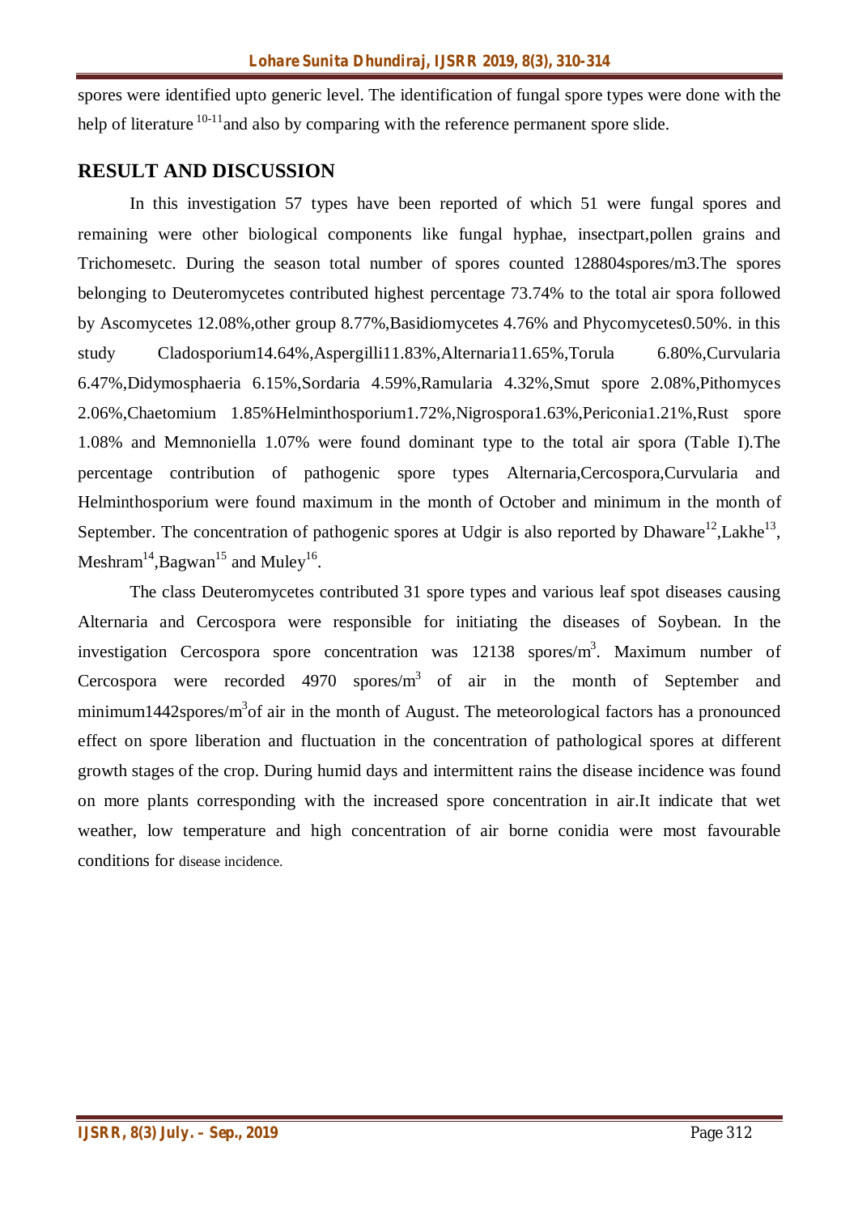spores were identified upto generic level. The identification of fungal spore types were done with the help of literature [10-11] and also by comparing with the reference permanent spore slide.

## RESULT AND DISCUSSION

In this investigation 57 types have been reported of which 51 were fungal spores and remaining were other biological components like fungal hyphae, insectpart,pollen grains and Trichomesetc. During the season total number of spores counted 128804spores/m3.The spores belonging to Deuteromycetes contributed highest percentage 73.74% to the total air spora followed by Ascomycetes 12.08%,other group 8.77%,Basidiomycetes 4.76% and Phycomycetes0.50%. in this study Cladosporium14.64%,Aspergilli11.83%,Alternaria11.65%,Torula 6.80%,Curvularia 6.47%,Didymosphaeria 6.15%,Sordaria 4.59%,Ramularia 4.32%,Smut spore 2.08%,Pithomyces 2.06%,Chaetomium 1.85%Helminthosporium1.72%,Nigrospora1.63%,Periconia1.21%,Rust spore 1.08% and Memnoniella 1.07% were found dominant type to the total air spora (Table I).The percentage contribution of pathogenic spore types Alternaria,Cercospora,Curvularia and Helminthosporium were found maximum in the month of October and minimum in the month of September. The concentration of pathogenic spores at Udgir is also reported by Dhaware[12],Lakhe[13], Meshram[14],Bagwan[15] and Muley[16].

The class Deuteromycetes contributed 31 spore types and various leaf spot diseases causing Alternaria and Cercospora were responsible for initiating the diseases of Soybean. In the investigation Cercospora spore concentration was 12138 spores/$m^3$. Maximum number of Cercospora were recorded 4970 spores/$m^3$ of air in the month of September and minimum1442spores/$m^3$of air in the month of August. The meteorological factors has a pronounced effect on spore liberation and fluctuation in the concentration of pathological spores at different growth stages of the crop. During humid days and intermittent rains the disease incidence was found on more plants corresponding with the increased spore concentration in air.It indicate that wet weather, low temperature and high concentration of air borne conidia were most favourable conditions for disease incidence.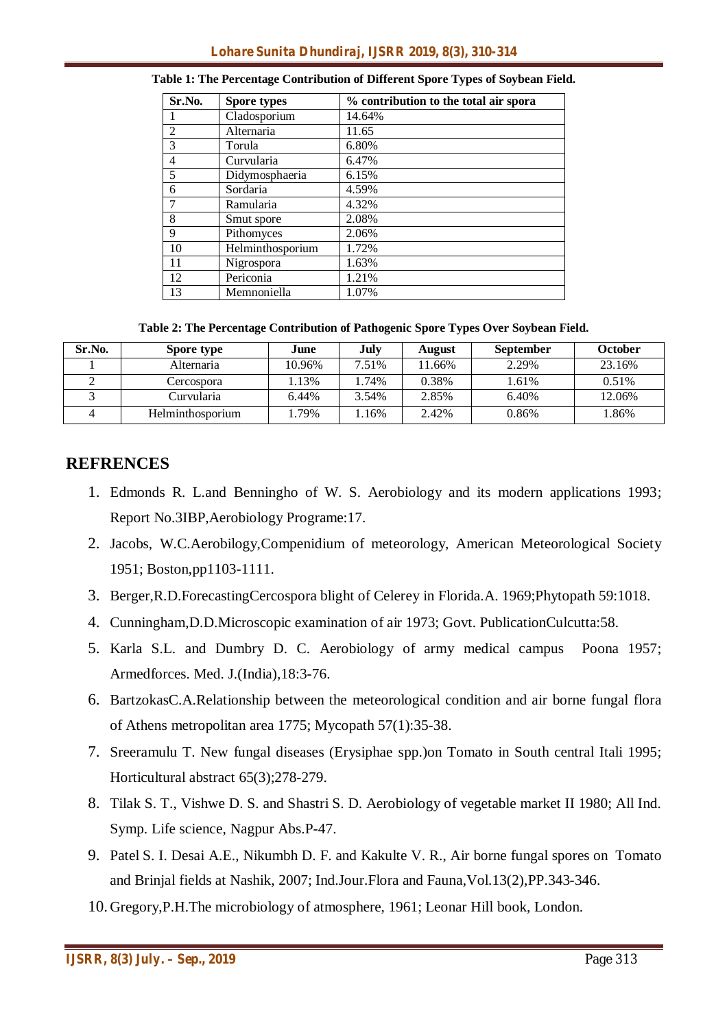**Table 1: The Percentage Contribution of Different Spore Types of Soybean Field.**

| Sr.No. | Spore types | % contribution to the total air spora |
|---|---|---|
| 1 | Cladosporium | 14.64% |
| 2 | Alternaria | 11.65 |
| 3 | Torula | 6.80% |
| 4 | Curvularia | 6.47% |
| 5 | Didymosphaeria | 6.15% |
| 6 | Sordaria | 4.59% |
| 7 | Ramularia | 4.32% |
| 8 | Smut spore | 2.08% |
| 9 | Pithomyces | 2.06% |
| 10 | Helminthosporium | 1.72% |
| 11 | Nigrospora | 1.63% |
| 12 | Periconia | 1.21% |
| 13 | Memnoniella | 1.07% |

**Table 2: The Percentage Contribution of Pathogenic Spore Types Over Soybean Field.**

| Sr.No. | Spore type | June | July | August | September | October |
|---|---|---|---|---|---|---|
| 1 | Alternaria | 10.96% | 7.51% | 11.66% | 2.29% | 23.16% |
| 2 | Cercospora | 1.13% | 1.74% | 0.38% | 1.61% | 0.51% |
| 3 | Curvularia | 6.44% | 3.54% | 2.85% | 6.40% | 12.06% |
| 4 | Helminthosporium | 1.79% | 1.16% | 2.42% | 0.86% | 1.86% |

## REFRENCES

1. Edmonds R. L.and Benningho of W. S. Aerobiology and its modern applications 1993; Report No.3IBP,Aerobiology Programe:17.
2. Jacobs, W.C.Aerobilogy,Compenidium of meteorology, American Meteorological Society 1951; Boston,pp1103-1111.
3. Berger,R.D.ForecastingCercospora blight of Celerey in Florida.A. 1969;Phytopath 59:1018.
4. Cunningham,D.D.Microscopic examination of air 1973; Govt. PublicationCulcutta:58.
5. Karla S.L. and Dumbry D. C. Aerobiology of army medical campus Poona 1957; Armedforces. Med. J.(India),18:3-76.
6. BartzokasC.A.Relationship between the meteorological condition and air borne fungal flora of Athens metropolitan area 1775; Mycopath 57(1):35-38.
7. Sreeramulu T. New fungal diseases (Erysiphae spp.)on Tomato in South central Itali 1995; Horticultural abstract 65(3);278-279.
8. Tilak S. T., Vishwe D. S. and Shastri S. D. Aerobiology of vegetable market II 1980; All Ind. Symp. Life science, Nagpur Abs.P-47.
9. Patel S. I. Desai A.E., Nikumbh D. F. and Kakulte V. R., Air borne fungal spores on Tomato and Brinjal fields at Nashik, 2007; Ind.Jour.Flora and Fauna,Vol.13(2),PP.343-346.
10. Gregory,P.H.The microbiology of atmosphere, 1961; Leonar Hill book, London.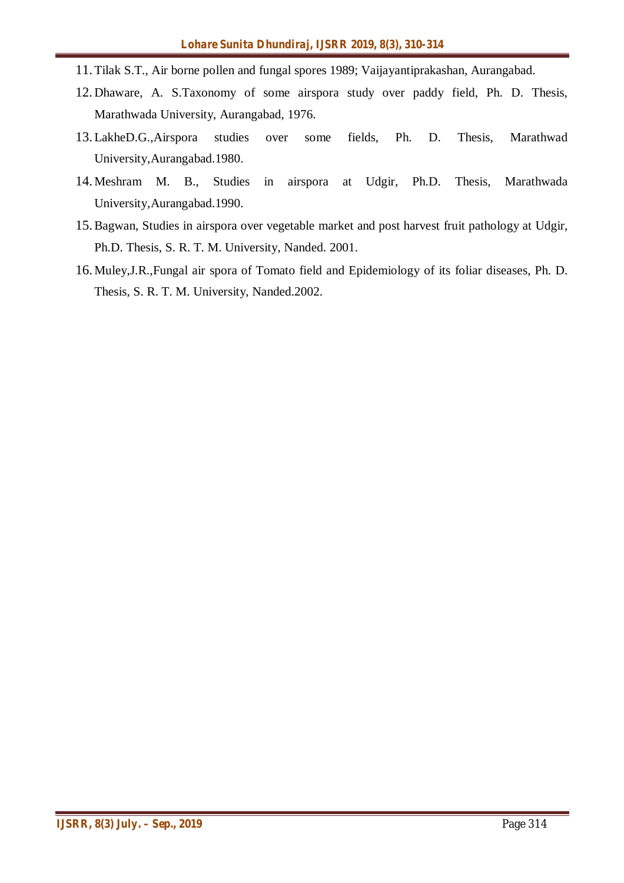11. Tilak S.T., Air borne pollen and fungal spores 1989; Vaijayantiprakashan, Aurangabad.
12. Dhaware, A. S.Taxonomy of some airspora study over paddy field, Ph. D. Thesis, Marathwada University, Aurangabad, 1976.
13. LakheD.G.,Airspora studies over some fields, Ph. D. Thesis, Marathwad University,Aurangabad.1980.
14. Meshram M. B., Studies in airspora at Udgir, Ph.D. Thesis, Marathwada University,Aurangabad.1990.
15. Bagwan, Studies in airspora over vegetable market and post harvest fruit pathology at Udgir, Ph.D. Thesis, S. R. T. M. University, Nanded. 2001.
16. Muley,J.R.,Fungal air spora of Tomato field and Epidemiology of its foliar diseases, Ph. D. Thesis, S. R. T. M. University, Nanded.2002.